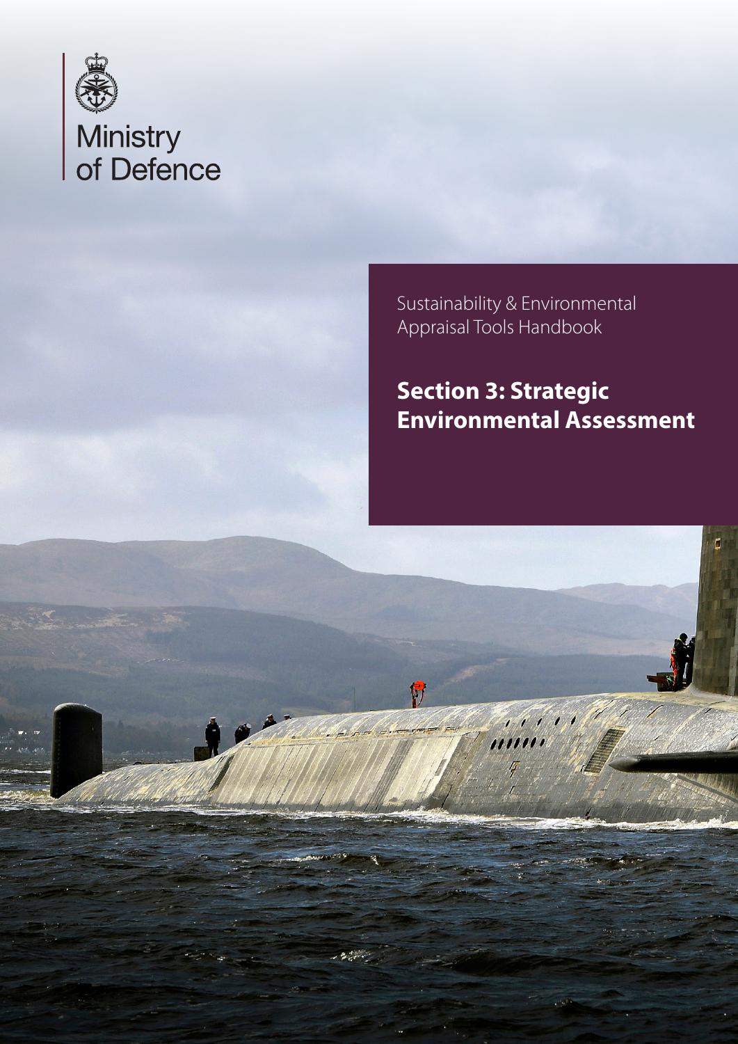Ministry of Defence

Sustainability & Environmental Appraisal Tools Handbook

# Section 3: Strategic Environmental Assessment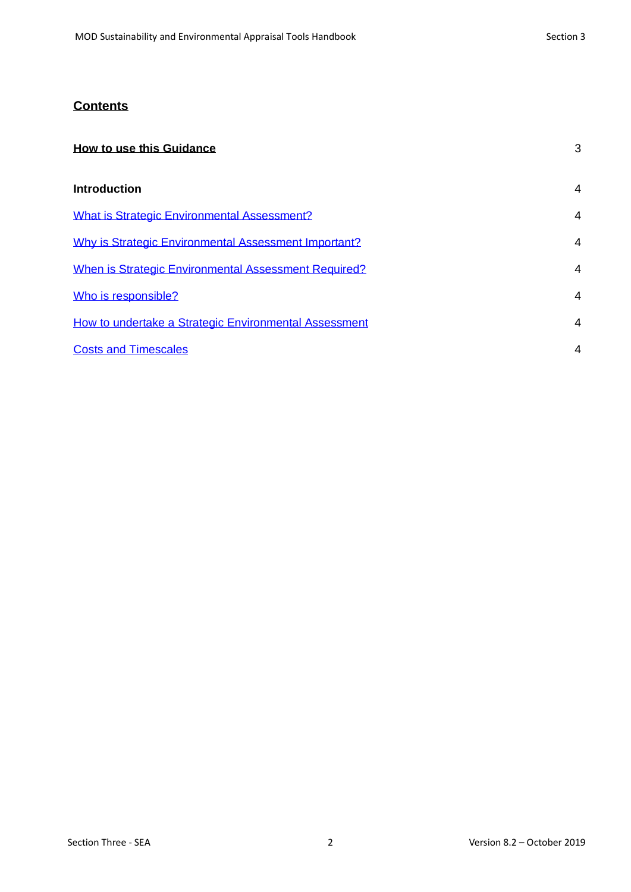## Contents

| | |
|---|---|
| **How to use this Guidance** | 3 |
| **Introduction** | 4 |
| What is Strategic Environmental Assessment? | 4 |
| Why is Strategic Environmental Assessment Important? | 4 |
| When is Strategic Environmental Assessment Required? | 4 |
| Who is responsible? | 4 |
| How to undertake a Strategic Environmental Assessment | 4 |
| Costs and Timescales | 4 |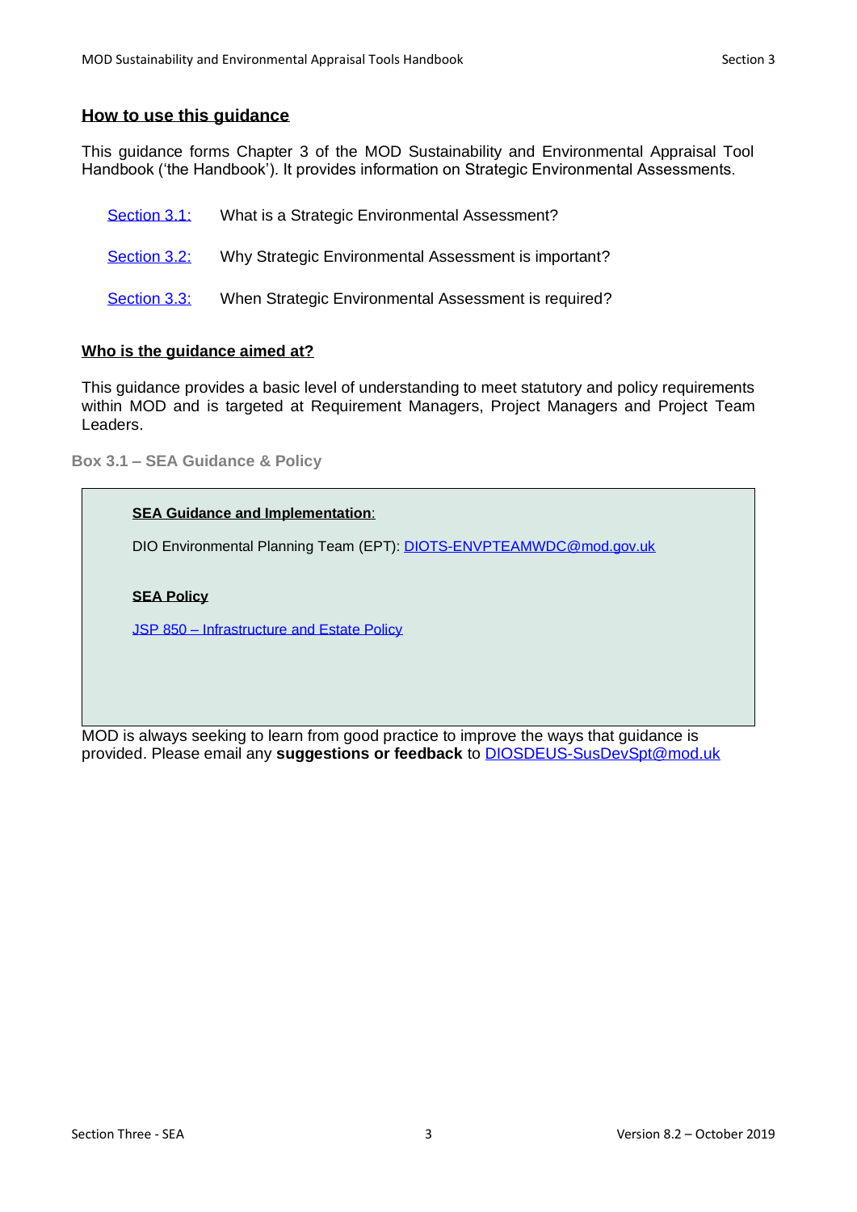## How to use this guidance

This guidance forms Chapter 3 of the MOD Sustainability and Environmental Appraisal Tool Handbook ('the Handbook'). It provides information on Strategic Environmental Assessments.

| | |
|---|---|
| Section 3.1: | What is a Strategic Environmental Assessment? |
| Section 3.2: | Why Strategic Environmental Assessment is important? |
| Section 3.3: | When Strategic Environmental Assessment is required? |

## Who is the guidance aimed at?

This guidance provides a basic level of understanding to meet statutory and policy requirements within MOD and is targeted at Requirement Managers, Project Managers and Project Team Leaders.

**Box 3.1 – SEA Guidance & Policy**

**SEA Guidance and Implementation**:

DIO Environmental Planning Team (EPT): DIOTS-ENVPTEAMWDC@mod.gov.uk

**SEA Policy**

JSP 850 – Infrastructure and Estate Policy

MOD is always seeking to learn from good practice to improve the ways that guidance is provided. Please email any **suggestions or feedback** to DIOSDEUS-SusDevSpt@mod.uk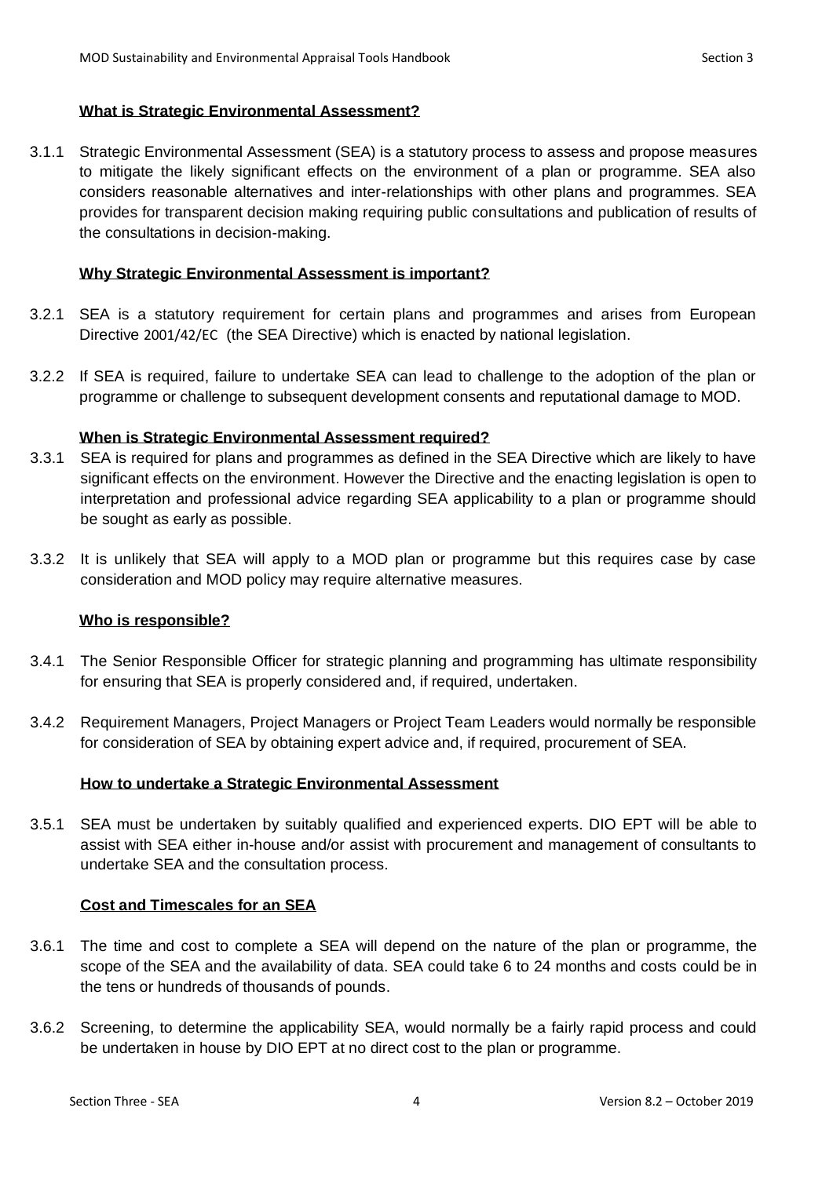### What is Strategic Environmental Assessment?

3.1.1 Strategic Environmental Assessment (SEA) is a statutory process to assess and propose measures to mitigate the likely significant effects on the environment of a plan or programme. SEA also considers reasonable alternatives and inter-relationships with other plans and programmes. SEA provides for transparent decision making requiring public consultations and publication of results of the consultations in decision-making.

### Why Strategic Environmental Assessment is important?

3.2.1 SEA is a statutory requirement for certain plans and programmes and arises from European Directive 2001/42/EC (the SEA Directive) which is enacted by national legislation.

3.2.2 If SEA is required, failure to undertake SEA can lead to challenge to the adoption of the plan or programme or challenge to subsequent development consents and reputational damage to MOD.

### When is Strategic Environmental Assessment required?

3.3.1 SEA is required for plans and programmes as defined in the SEA Directive which are likely to have significant effects on the environment. However the Directive and the enacting legislation is open to interpretation and professional advice regarding SEA applicability to a plan or programme should be sought as early as possible.

3.3.2 It is unlikely that SEA will apply to a MOD plan or programme but this requires case by case consideration and MOD policy may require alternative measures.

### Who is responsible?

3.4.1 The Senior Responsible Officer for strategic planning and programming has ultimate responsibility for ensuring that SEA is properly considered and, if required, undertaken.

3.4.2 Requirement Managers, Project Managers or Project Team Leaders would normally be responsible for consideration of SEA by obtaining expert advice and, if required, procurement of SEA.

### How to undertake a Strategic Environmental Assessment

3.5.1 SEA must be undertaken by suitably qualified and experienced experts. DIO EPT will be able to assist with SEA either in-house and/or assist with procurement and management of consultants to undertake SEA and the consultation process.

### Cost and Timescales for an SEA

3.6.1 The time and cost to complete a SEA will depend on the nature of the plan or programme, the scope of the SEA and the availability of data. SEA could take 6 to 24 months and costs could be in the tens or hundreds of thousands of pounds.

3.6.2 Screening, to determine the applicability SEA, would normally be a fairly rapid process and could be undertaken in house by DIO EPT at no direct cost to the plan or programme.